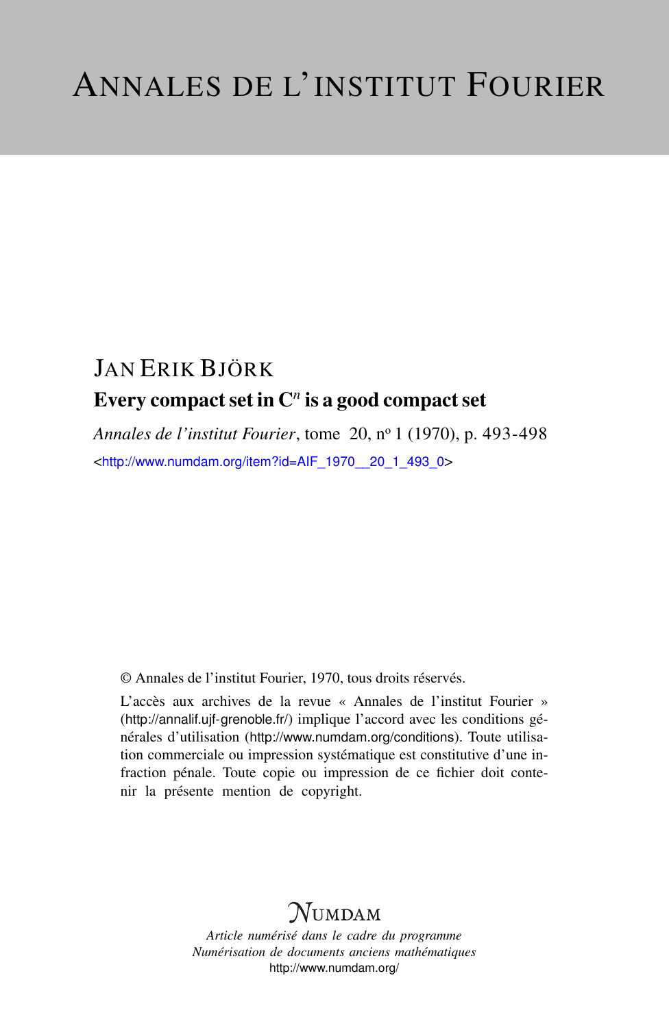# Annales de l'institut Fourier

JAN ERIK BJÖRK

## Every compact set in $\mathbf{C}^n$ is a good compact set

*Annales de l'institut Fourier*, tome 20, nº 1 (1970), p. 493-498

<http://www.numdam.org/item?id=AIF_1970__20_1_493_0>

© Annales de l'institut Fourier, 1970, tous droits réservés.

L'accès aux archives de la revue « Annales de l'institut Fourier » (http://annalif.ujf-grenoble.fr/) implique l'accord avec les conditions générales d'utilisation (http://www.numdam.org/conditions). Toute utilisation commerciale ou impression systématique est constitutive d'une infraction pénale. Toute copie ou impression de ce fichier doit contenir la présente mention de copyright.

NUMDAM

*Article numérisé dans le cadre du programme*
*Numérisation de documents anciens mathématiques*
http://www.numdam.org/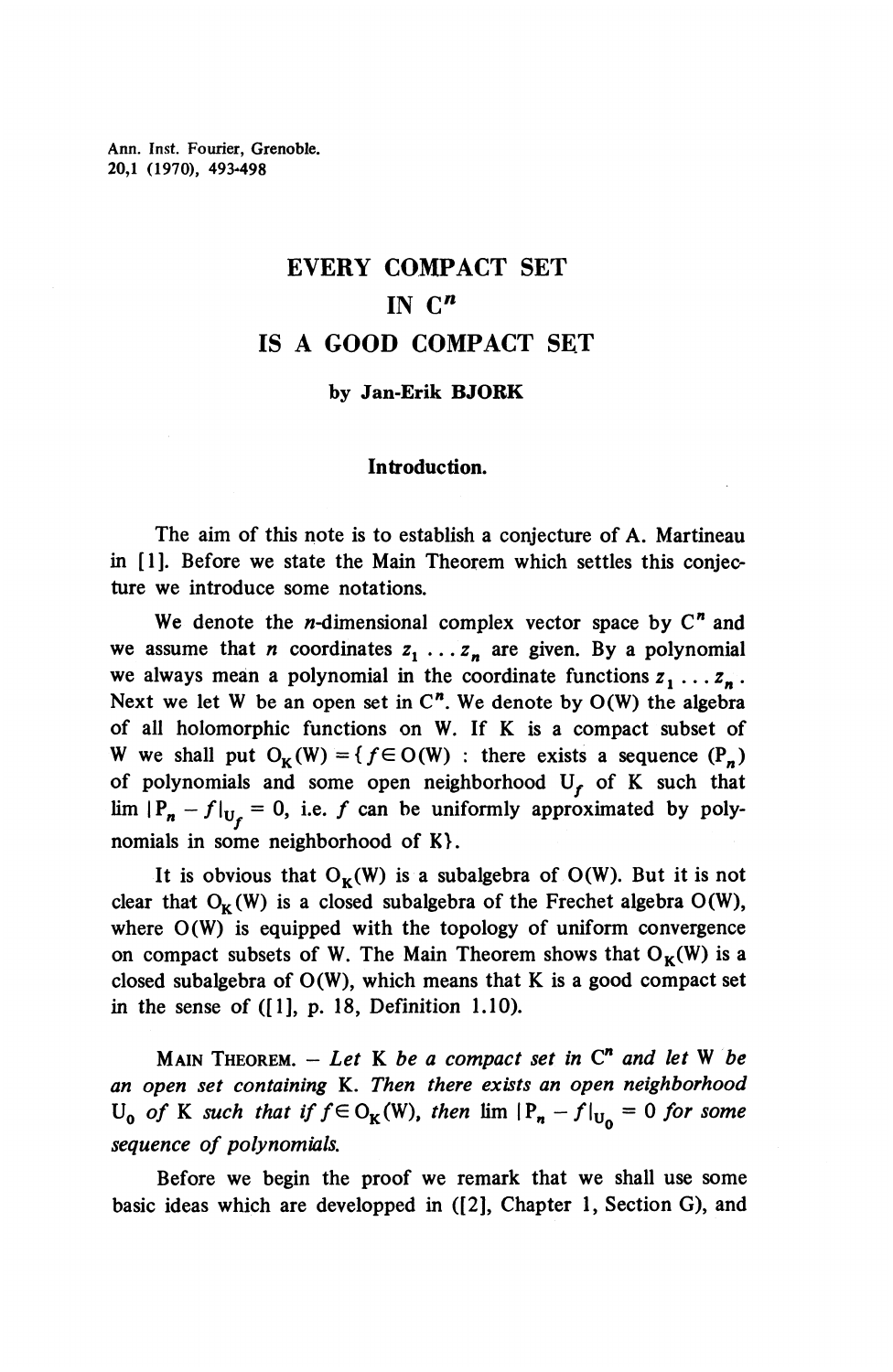# EVERY COMPACT SET IN $C^n$ IS A GOOD COMPACT SET

by Jan-Erik BJORK

## Introduction.

The aim of this note is to establish a conjecture of A. Martineau in [1]. Before we state the Main Theorem which settles this conjecture we introduce some notations.

We denote the $n$-dimensional complex vector space by $C^n$ and we assume that $n$ coordinates $z_1 \ldots z_n$ are given. By a polynomial we always mean a polynomial in the coordinate functions $z_1 \ldots z_n$. Next we let W be an open set in $C^n$. We denote by O(W) the algebra of all holomorphic functions on W. If K is a compact subset of W we shall put $O_K(W) = \{ f \in O(W)$ : there exists a sequence $(P_n)$ of polynomials and some open neighborhood $U_f$ of K such that $\lim |P_n - f|_{U_f} = 0$, i.e. $f$ can be uniformly approximated by polynomials in some neighborhood of K$\}$.

It is obvious that $O_K(W)$ is a subalgebra of O(W). But it is not clear that $O_K(W)$ is a closed subalgebra of the Frechet algebra O(W), where O(W) is equipped with the topology of uniform convergence on compact subsets of W. The Main Theorem shows that $O_K(W)$ is a closed subalgebra of O(W), which means that K is a good compact set in the sense of ([1], p. 18, Definition 1.10).

MAIN THEOREM. — *Let* K *be a compact set in* $C^n$ *and let* W *be an open set containing* K. *Then there exists an open neighborhood* $U_0$ *of* K *such that if* $f \in O_K(W)$, *then* $\lim |P_n - f|_{U_0} = 0$ *for some sequence of polynomials.*

Before we begin the proof we remark that we shall use some basic ideas which are developped in ([2], Chapter 1, Section G), and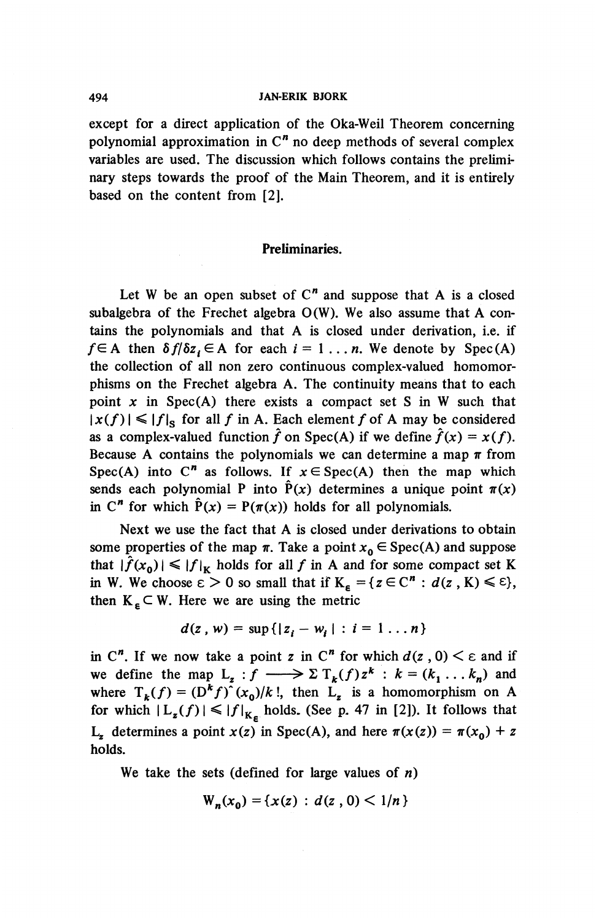except for a direct application of the Oka-Weil Theorem concerning polynomial approximation in $C^n$ no deep methods of several complex variables are used. The discussion which follows contains the preliminary steps towards the proof of the Main Theorem, and it is entirely based on the content from [2].

## Preliminaries.

Let W be an open subset of $C^n$ and suppose that A is a closed subalgebra of the Frechet algebra $O(W)$. We also assume that A contains the polynomials and that A is closed under derivation, i.e. if $f \in A$ then $\delta f / \delta z_i \in A$ for each $i = 1 \ldots n$. We denote by Spec(A) the collection of all non zero continuous complex-valued homomorphisms on the Frechet algebra A. The continuity means that to each point $x$ in Spec(A) there exists a compact set S in W such that $|x(f)| \leqslant |f|_S$ for all $f$ in A. Each element $f$ of A may be considered as a complex-valued function $\hat{f}$ on Spec(A) if we define $\hat{f}(x) = x(f)$. Because A contains the polynomials we can determine a map $\pi$ from Spec(A) into $C^n$ as follows. If $x \in \mathrm{Spec}(A)$ then the map which sends each polynomial P into $\hat{P}(x)$ determines a unique point $\pi(x)$ in $C^n$ for which $\hat{P}(x) = P(\pi(x))$ holds for all polynomials.

Next we use the fact that A is closed under derivations to obtain some properties of the map $\pi$. Take a point $x_0 \in \mathrm{Spec}(A)$ and suppose that $|\hat{f}(x_0)| \leqslant |f|_K$ holds for all $f$ in A and for some compact set K in W. We choose $\varepsilon > 0$ so small that if $K_\varepsilon = \{z \in C^n : d(z, K) \leqslant \varepsilon\}$, then $K_\varepsilon \subset W$. Here we are using the metric

$$d(z, w) = \sup\{|z_i - w_i| : i = 1 \ldots n\}$$

in $C^n$. If we now take a point $z$ in $C^n$ for which $d(z, 0) < \varepsilon$ and if we define the map $L_z : f \longrightarrow \Sigma\, T_k(f) z^k : k = (k_1 \ldots k_n)$ and where $T_k(f) = (D^k f)\hat{}\,(x_0)/k!$, then $L_z$ is a homomorphism on A for which $|L_z(f)| \leqslant |f|_{K_\varepsilon}$ holds. (See p. 47 in [2]). It follows that $L_z$ determines a point $x(z)$ in Spec(A), and here $\pi(x(z)) = \pi(x_0) + z$ holds.

We take the sets (defined for large values of $n$)

$$W_n(x_0) = \{x(z) : d(z, 0) < 1/n\}$$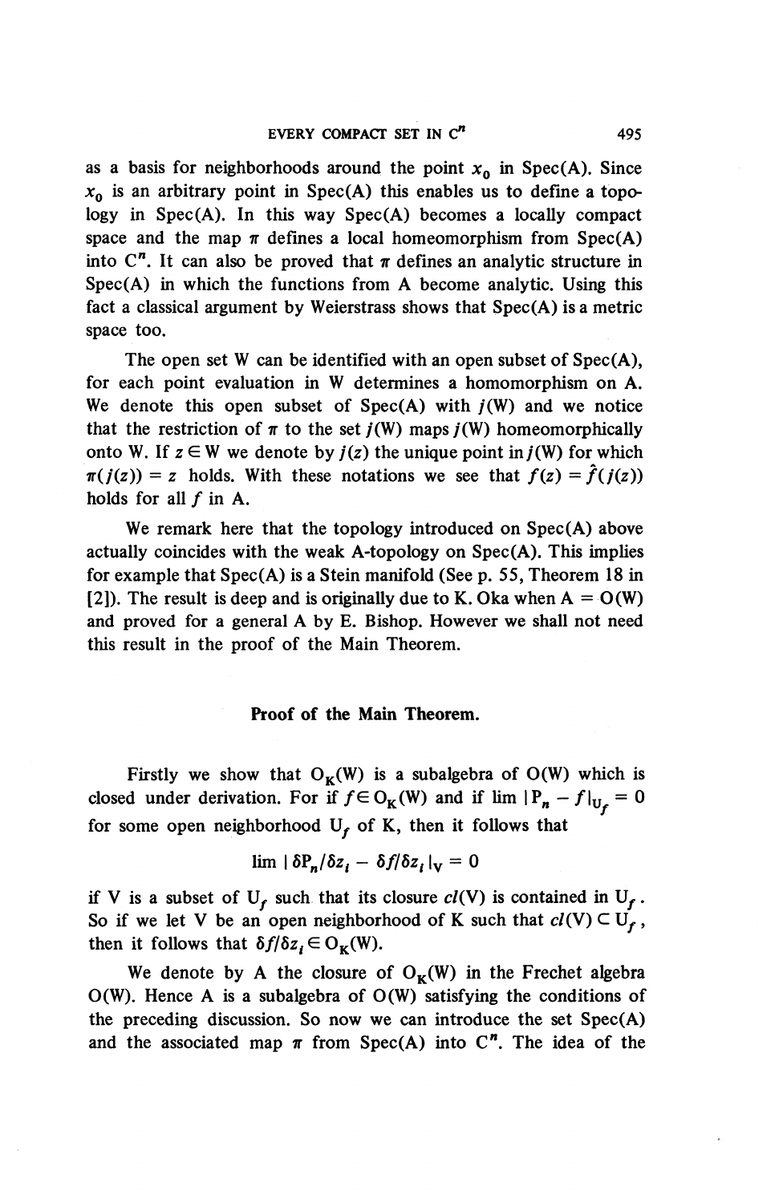as a basis for neighborhoods around the point $x_0$ in Spec(A). Since $x_0$ is an arbitrary point in Spec(A) this enables us to define a topology in Spec(A). In this way Spec(A) becomes a locally compact space and the map $\pi$ defines a local homeomorphism from Spec(A) into $C^n$. It can also be proved that $\pi$ defines an analytic structure in Spec(A) in which the functions from A become analytic. Using this fact a classical argument by Weierstrass shows that Spec(A) is a metric space too.

The open set W can be identified with an open subset of Spec(A), for each point evaluation in W determines a homomorphism on A. We denote this open subset of Spec(A) with $j(W)$ and we notice that the restriction of $\pi$ to the set $j(W)$ maps $j(W)$ homeomorphically onto W. If $z \in W$ we denote by $j(z)$ the unique point in $j(W)$ for which $\pi(j(z)) = z$ holds. With these notations we see that $f(z) = \hat{f}(j(z))$ holds for all $f$ in A.

We remark here that the topology introduced on Spec(A) above actually coincides with the weak A-topology on Spec(A). This implies for example that Spec(A) is a Stein manifold (See p. 55, Theorem 18 in [2]). The result is deep and is originally due to K. Oka when A $=$ O(W) and proved for a general A by E. Bishop. However we shall not need this result in the proof of the Main Theorem.

## Proof of the Main Theorem.

Firstly we show that $O_K(W)$ is a subalgebra of O(W) which is closed under derivation. For if $f \in O_K(W)$ and if $\lim |P_n - f|_{U_f} = 0$ for some open neighborhood $U_f$ of K, then it follows that

$$\lim |\delta P_n/\delta z_i - \delta f/\delta z_i|_V = 0$$

if V is a subset of $U_f$ such that its closure $cl(V)$ is contained in $U_f$. So if we let V be an open neighborhood of K such that $cl(V) \subset U_f$, then it follows that $\delta f/\delta z_i \in O_K(W)$.

We denote by A the closure of $O_K(W)$ in the Frechet algebra O(W). Hence A is a subalgebra of O(W) satisfying the conditions of the preceding discussion. So now we can introduce the set Spec(A) and the associated map $\pi$ from Spec(A) into $C^n$. The idea of the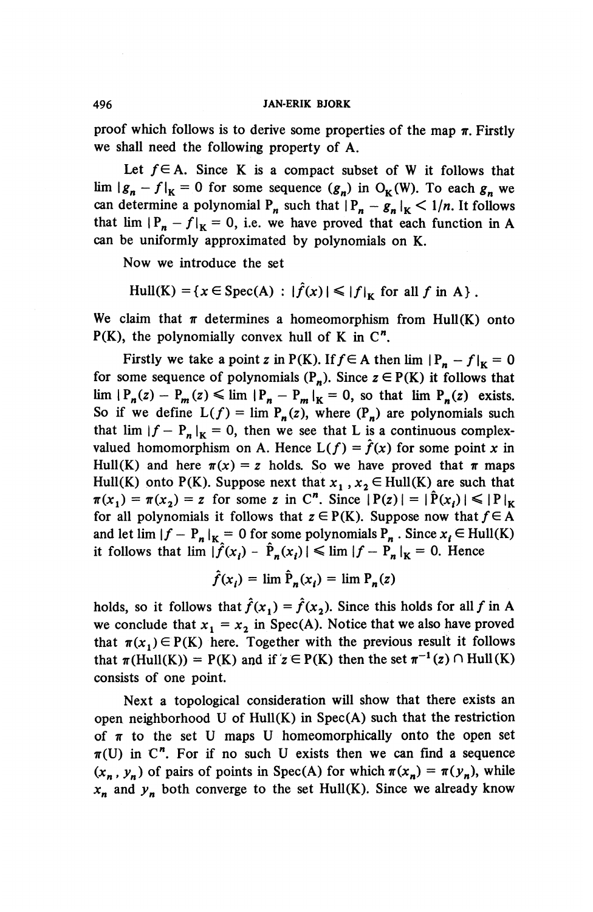proof which follows is to derive some properties of the map $\pi$. Firstly we shall need the following property of A.

Let $f \in A$. Since K is a compact subset of W it follows that $\lim |g_n - f|_K = 0$ for some sequence $(g_n)$ in $O_K(W)$. To each $g_n$ we can determine a polynomial $P_n$ such that $|P_n - g_n|_K < 1/n$. It follows that $\lim |P_n - f|_K = 0$, i.e. we have proved that each function in A can be uniformly approximated by polynomials on K.

Now we introduce the set

$$\mathrm{Hull}(K) = \{x \in \mathrm{Spec}(A) : |\hat{f}(x)| \leqslant |f|_K \text{ for all } f \text{ in } A\}.$$

We claim that $\pi$ determines a homeomorphism from Hull(K) onto P(K), the polynomially convex hull of K in $C^n$.

Firstly we take a point $z$ in P(K). If $f \in A$ then $\lim |P_n - f|_K = 0$ for some sequence of polynomials $(P_n)$. Since $z \in P(K)$ it follows that $\lim |P_n(z) - P_m(z) \leqslant \lim |P_n - P_m|_K = 0$, so that $\lim P_n(z)$ exists. So if we define $L(f) = \lim P_n(z)$, where $(P_n)$ are polynomials such that $\lim |f - P_n|_K = 0$, then we see that L is a continuous complex-valued homomorphism on A. Hence $L(f) = \hat{f}(x)$ for some point $x$ in Hull(K) and here $\pi(x) = z$ holds. So we have proved that $\pi$ maps Hull(K) onto P(K). Suppose next that $x_1, x_2 \in \mathrm{Hull}(K)$ are such that $\pi(x_1) = \pi(x_2) = z$ for some $z$ in $C^n$. Since $|P(z)| = |\hat{P}(x_i)| \leqslant |P|_K$ for all polynomials it follows that $z \in P(K)$. Suppose now that $f \in A$ and let $\lim |f - P_n|_K = 0$ for some polynomials $P_n$. Since $x_i \in \mathrm{Hull}(K)$ it follows that $\lim |\hat{f}(x_i) - \hat{P}_n(x_i)| \leqslant \lim |f - P_n|_K = 0$. Hence

$$\hat{f}(x_i) = \lim \hat{P}_n(x_i) = \lim P_n(z)$$

holds, so it follows that $\hat{f}(x_1) = \hat{f}(x_2)$. Since this holds for all $f$ in A we conclude that $x_1 = x_2$ in Spec(A). Notice that we also have proved that $\pi(x_1) \in P(K)$ here. Together with the previous result it follows that $\pi(\mathrm{Hull}(K)) = P(K)$ and if $z \in P(K)$ then the set $\pi^{-1}(z) \cap \mathrm{Hull}(K)$ consists of one point.

Next a topological consideration will show that there exists an open neighborhood U of Hull(K) in Spec(A) such that the restriction of $\pi$ to the set U maps U homeomorphically onto the open set $\pi(U)$ in $C^n$. For if no such U exists then we can find a sequence $(x_n, y_n)$ of pairs of points in Spec(A) for which $\pi(x_n) = \pi(y_n)$, while $x_n$ and $y_n$ both converge to the set Hull(K). Since we already know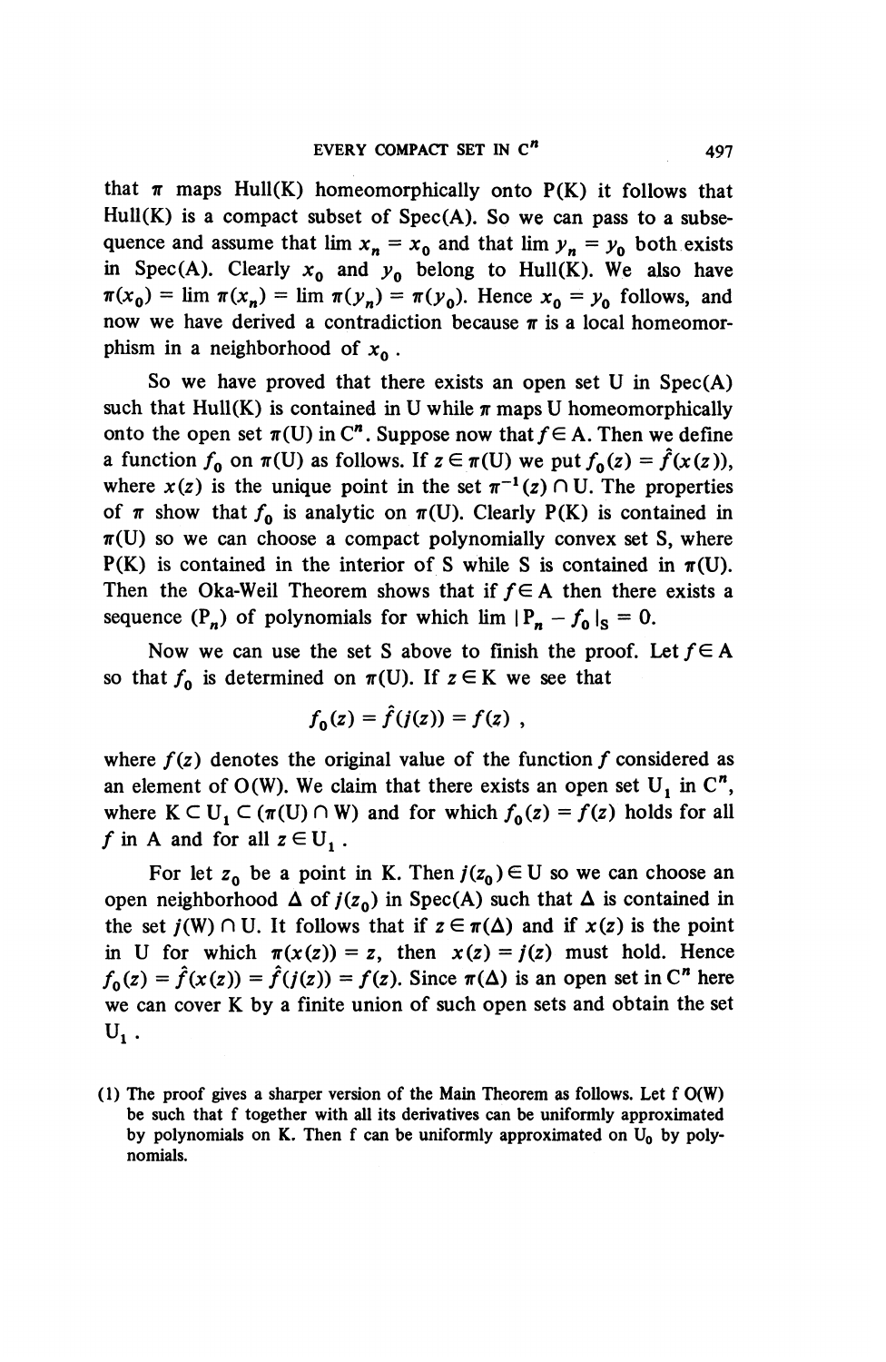that $\pi$ maps Hull(K) homeomorphically onto P(K) it follows that Hull(K) is a compact subset of Spec(A). So we can pass to a subsequence and assume that $\lim x_n = x_0$ and that $\lim y_n = y_0$ both exists in Spec(A). Clearly $x_0$ and $y_0$ belong to Hull(K). We also have $\pi(x_0) = \lim \pi(x_n) = \lim \pi(y_n) = \pi(y_0)$. Hence $x_0 = y_0$ follows, and now we have derived a contradiction because $\pi$ is a local homeomorphism in a neighborhood of $x_0$.

So we have proved that there exists an open set U in Spec(A) such that Hull(K) is contained in U while $\pi$ maps U homeomorphically onto the open set $\pi(\mathrm{U})$ in $\mathbf{C}^n$. Suppose now that $f \in \mathrm{A}$. Then we define a function $f_0$ on $\pi(\mathrm{U})$ as follows. If $z \in \pi(\mathrm{U})$ we put $f_0(z) = \hat{f}(x(z))$, where $x(z)$ is the unique point in the set $\pi^{-1}(z) \cap \mathrm{U}$. The properties of $\pi$ show that $f_0$ is analytic on $\pi(\mathrm{U})$. Clearly P(K) is contained in $\pi(\mathrm{U})$ so we can choose a compact polynomially convex set S, where P(K) is contained in the interior of S while S is contained in $\pi(\mathrm{U})$. Then the Oka-Weil Theorem shows that if $f \in \mathrm{A}$ then there exists a sequence $(\mathrm{P}_n)$ of polynomials for which $\lim |\mathrm{P}_n - f_0|_{\mathrm{S}} = 0$.

Now we can use the set S above to finish the proof. Let $f \in \mathrm{A}$ so that $f_0$ is determined on $\pi(\mathrm{U})$. If $z \in \mathrm{K}$ we see that

$$f_0(z) = \hat{f}(j(z)) = f(z) \; ,$$

where $f(z)$ denotes the original value of the function $f$ considered as an element of O(W). We claim that there exists an open set $\mathrm{U}_1$ in $\mathbf{C}^n$, where $\mathrm{K} \subset \mathrm{U}_1 \subset (\pi(\mathrm{U}) \cap \mathrm{W})$ and for which $f_0(z) = f(z)$ holds for all $f$ in A and for all $z \in \mathrm{U}_1$.

For let $z_0$ be a point in K. Then $j(z_0) \in \mathrm{U}$ so we can choose an open neighborhood $\Delta$ of $j(z_0)$ in Spec(A) such that $\Delta$ is contained in the set $j(\mathrm{W}) \cap \mathrm{U}$. It follows that if $z \in \pi(\Delta)$ and if $x(z)$ is the point in U for which $\pi(x(z)) = z$, then $x(z) = j(z)$ must hold. Hence $f_0(z) = \hat{f}(x(z)) = \hat{f}(j(z)) = f(z)$. Since $\pi(\Delta)$ is an open set in $\mathbf{C}^n$ here we can cover K by a finite union of such open sets and obtain the set $\mathrm{U}_1$.

(1) The proof gives a sharper version of the Main Theorem as follows. Let f O(W) be such that f together with all its derivatives can be uniformly approximated by polynomials on K. Then f can be uniformly approximated on $\mathrm{U}_0$ by polynomials.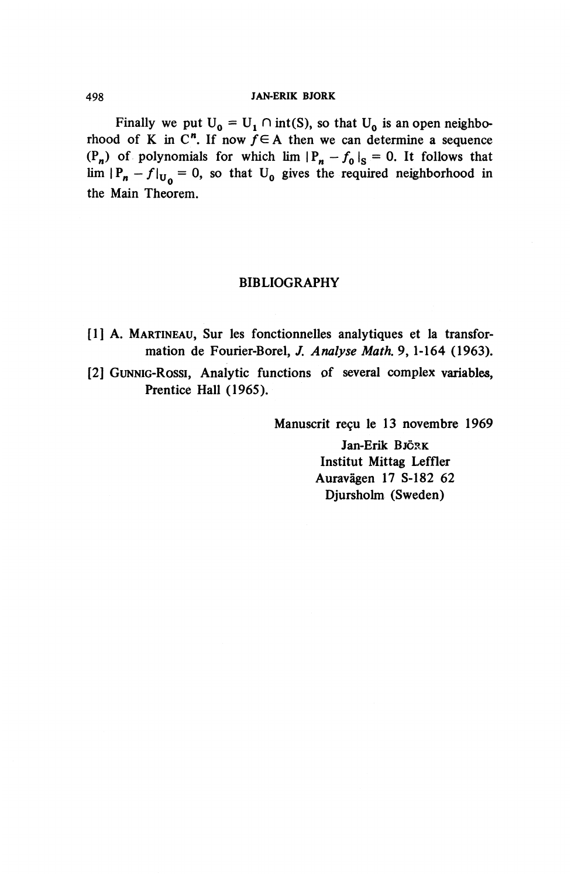Finally we put $U_0 = U_1 \cap \mathrm{int}(S)$, so that $U_0$ is an open neighborhood of K in $C^n$. If now $f \in A$ then we can determine a sequence $(P_n)$ of polynomials for which $\lim |P_n - f_0|_S = 0$. It follows that $\lim |P_n - f|_{U_0} = 0$, so that $U_0$ gives the required neighborhood in the Main Theorem.

## BIBLIOGRAPHY

[1] A. MARTINEAU, Sur les fonctionnelles analytiques et la transformation de Fourier-Borel, *J. Analyse Math.* 9, 1-164 (1963).

[2] GUNNIG-ROSSI, Analytic functions of several complex variables, Prentice Hall (1965).

Manuscrit reçu le 13 novembre 1969

Jan-Erik BJÖRK
Institut Mittag Leffler
Auravägen 17 S-182 62
Djursholm (Sweden)